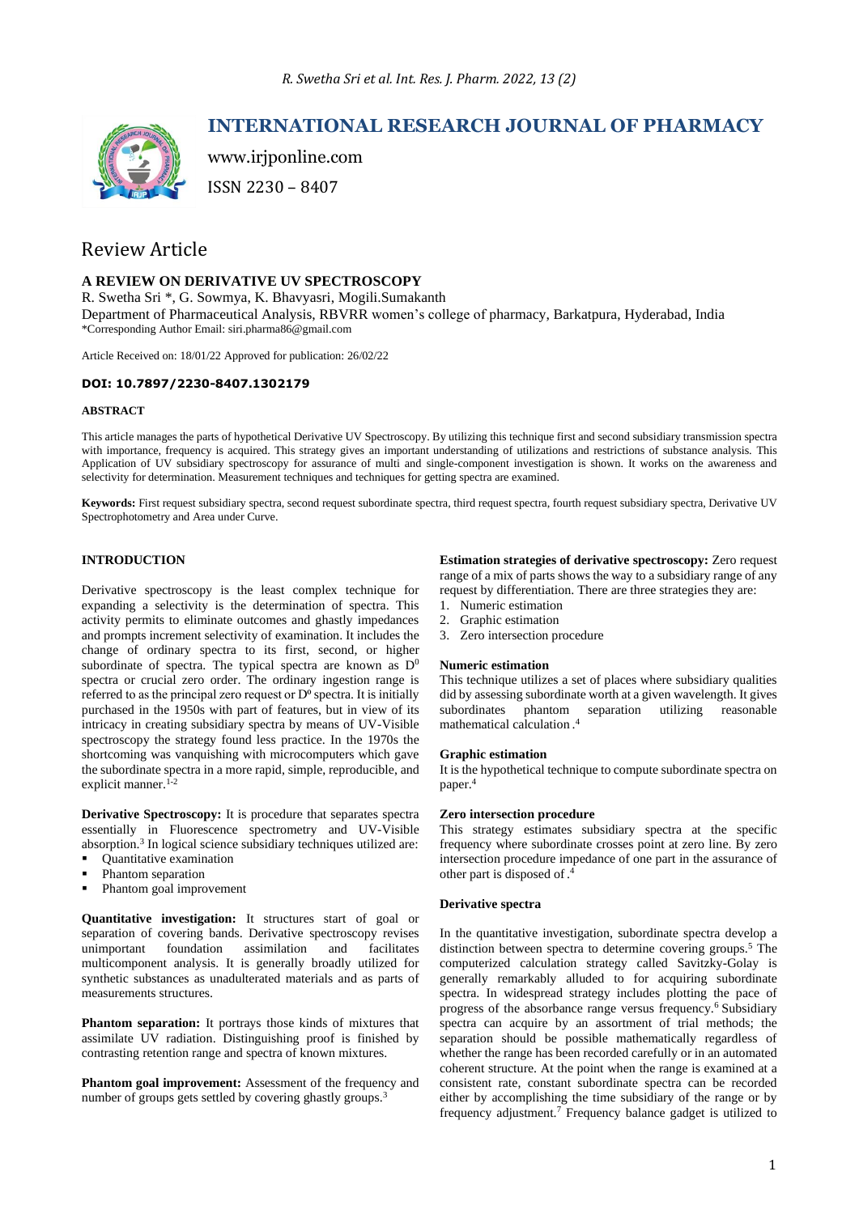# INTERNATIONAL RESEARCH JOURNAL OF PHARMACY

www.irjponline.com

ISSN 2230 – 8407

## Review Article

### A REVIEW ON DERIVATIVE UV SPECTROSCOPY

R. Swetha Sri *, G. Sowmya, K. Bhavyasri, Mogili.Sumakanth

Department of Pharmaceutical Analysis, RBVRR women's college of pharmacy, Barkatpura, Hyderabad, India

*Corresponding Author Email: siri.pharma86@gmail.com

Article Received on: 18/01/22 Approved for publication: 26/02/22

**DOI: 10.7897/2230-8407.1302179**

**ABSTRACT**

This article manages the parts of hypothetical Derivative UV Spectroscopy. By utilizing this technique first and second subsidiary transmission spectra with importance, frequency is acquired. This strategy gives an important understanding of utilizations and restrictions of substance analysis. This Application of UV subsidiary spectroscopy for assurance of multi and single-component investigation is shown. It works on the awareness and selectivity for determination. Measurement techniques and techniques for getting spectra are examined.

**Keywords:** First request subsidiary spectra, second request subordinate spectra, third request spectra, fourth request subsidiary spectra, Derivative UV Spectrophotometry and Area under Curve.

## INTRODUCTION

Derivative spectroscopy is the least complex technique for expanding a selectivity is the determination of spectra. This activity permits to eliminate outcomes and ghastly impedances and prompts increment selectivity of examination. It includes the change of ordinary spectra to its first, second, or higher subordinate of spectra. The typical spectra are known as $D^0$ spectra or crucial zero order. The ordinary ingestion range is referred to as the principal zero request or $D^0$ spectra. It is initially purchased in the 1950s with part of features, but in view of its intricacy in creating subsidiary spectra by means of UV-Visible spectroscopy the strategy found less practice. In the 1970s the shortcoming was vanquishing with microcomputers which gave the subordinate spectra in a more rapid, simple, reproducible, and explicit manner.[1-2]

**Derivative Spectroscopy:** It is procedure that separates spectra essentially in Fluorescence spectrometry and UV-Visible absorption.[3] In logical science subsidiary techniques utilized are:

- Quantitative examination
- Phantom separation
- Phantom goal improvement

**Quantitative investigation:** It structures start of goal or separation of covering bands. Derivative spectroscopy revises unimportant foundation assimilation and facilitates multicomponent analysis. It is generally broadly utilized for synthetic substances as unadulterated materials and as parts of measurements structures.

**Phantom separation:** It portrays those kinds of mixtures that assimilate UV radiation. Distinguishing proof is finished by contrasting retention range and spectra of known mixtures.

**Phantom goal improvement:** Assessment of the frequency and number of groups gets settled by covering ghastly groups.[3]

**Estimation strategies of derivative spectroscopy:** Zero request range of a mix of parts shows the way to a subsidiary range of any request by differentiation. There are three strategies they are:

1. Numeric estimation
2. Graphic estimation
3. Zero intersection procedure

**Numeric estimation**

This technique utilizes a set of places where subsidiary qualities did by assessing subordinate worth at a given wavelength. It gives subordinates phantom separation utilizing reasonable mathematical calculation .[4]

**Graphic estimation**

It is the hypothetical technique to compute subordinate spectra on paper.[4]

**Zero intersection procedure**

This strategy estimates subsidiary spectra at the specific frequency where subordinate crosses point at zero line. By zero intersection procedure impedance of one part in the assurance of other part is disposed of .[4]

**Derivative spectra**

In the quantitative investigation, subordinate spectra develop a distinction between spectra to determine covering groups.[5] The computerized calculation strategy called Savitzky-Golay is generally remarkably alluded to for acquiring subordinate spectra. In widespread strategy includes plotting the pace of progress of the absorbance range versus frequency.[6] Subsidiary spectra can acquire by an assortment of trial methods; the separation should be possible mathematically regardless of whether the range has been recorded carefully or in an automated coherent structure. At the point when the range is examined at a consistent rate, constant subordinate spectra can be recorded either by accomplishing the time subsidiary of the range or by frequency adjustment.[7] Frequency balance gadget is utilized to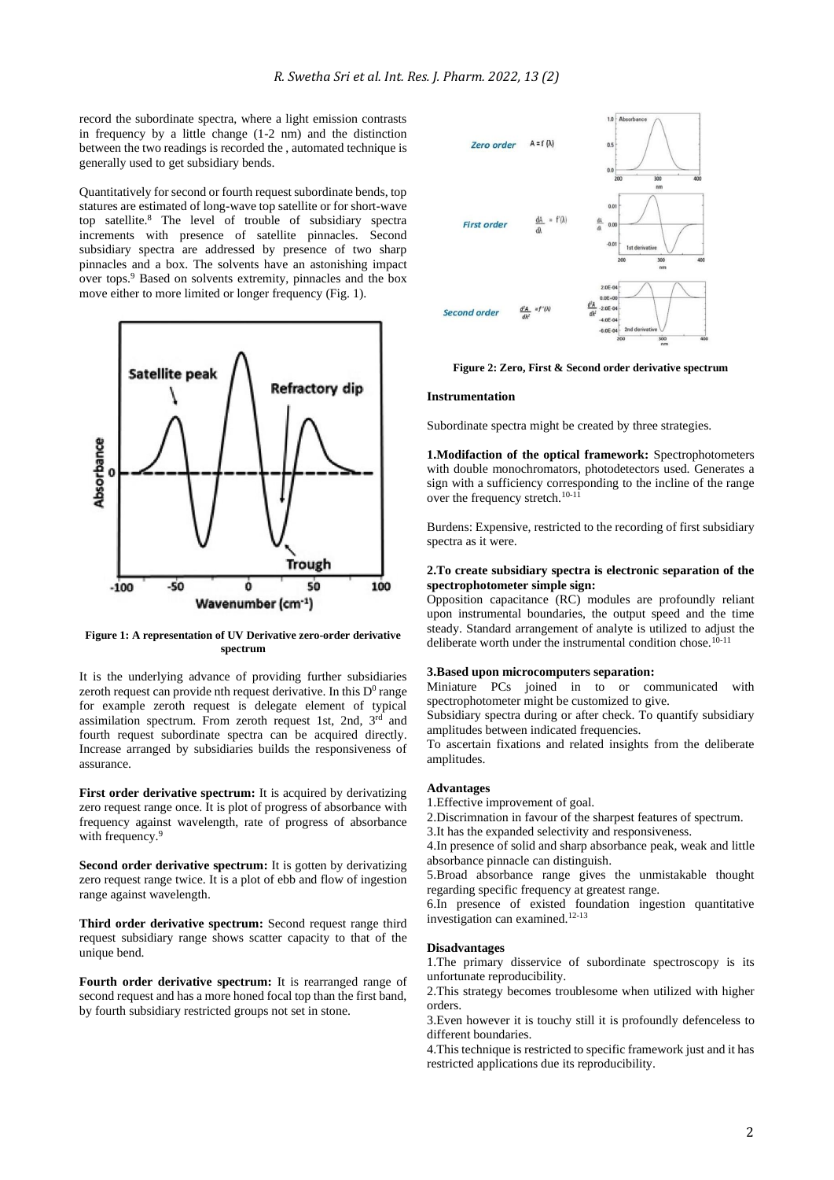record the subordinate spectra, where a light emission contrasts in frequency by a little change (1-2 nm) and the distinction between the two readings is recorded the , automated technique is generally used to get subsidiary bends.

Quantitatively for second or fourth request subordinate bends, top statures are estimated of long-wave top satellite or for short-wave top satellite.[8] The level of trouble of subsidiary spectra increments with presence of satellite pinnacles. Second subsidiary spectra are addressed by presence of two sharp pinnacles and a box. The solvents have an astonishing impact over tops.[9] Based on solvents extremity, pinnacles and the box move either to more limited or longer frequency (Fig. 1).

**Figure 1: A representation of UV Derivative zero-order derivative spectrum**

It is the underlying advance of providing further subsidiaries zeroth request can provide nth request derivative. In this $D^0$ range for example zeroth request is delegate element of typical assimilation spectrum. From zeroth request 1st, 2nd, 3rd and fourth request subordinate spectra can be acquired directly. Increase arranged by subsidiaries builds the responsiveness of assurance.

**First order derivative spectrum:** It is acquired by derivatizing zero request range once. It is plot of progress of absorbance with frequency against wavelength, rate of progress of absorbance with frequency.[9]

**Second order derivative spectrum:** It is gotten by derivatizing zero request range twice. It is a plot of ebb and flow of ingestion range against wavelength.

**Third order derivative spectrum:** Second request range third request subsidiary range shows scatter capacity to that of the unique bend.

**Fourth order derivative spectrum:** It is rearranged range of second request and has a more honed focal top than the first band, by fourth subsidiary restricted groups not set in stone.

**Figure 2: Zero, First & Second order derivative spectrum**

#### Instrumentation

Subordinate spectra might be created by three strategies.

**1.Modifaction of the optical framework:** Spectrophotometers with double monochromators, photodetectors used. Generates a sign with a sufficiency corresponding to the incline of the range over the frequency stretch.[10-11]

Burdens: Expensive, restricted to the recording of first subsidiary spectra as it were.

**2.To create subsidiary spectra is electronic separation of the spectrophotometer simple sign:**

Opposition capacitance (RC) modules are profoundly reliant upon instrumental boundaries, the output speed and the time steady. Standard arrangement of analyte is utilized to adjust the deliberate worth under the instrumental condition chose.[10-11]

**3.Based upon microcomputers separation:**

Miniature PCs joined in to or communicated with spectrophotometer might be customized to give.

Subsidiary spectra during or after check. To quantify subsidiary amplitudes between indicated frequencies.

To ascertain fixations and related insights from the deliberate amplitudes.

#### Advantages

1.Effective improvement of goal.

2.Discrimnation in favour of the sharpest features of spectrum.

3.It has the expanded selectivity and responsiveness.

4.In presence of solid and sharp absorbance peak, weak and little absorbance pinnacle can distinguish.

5.Broad absorbance range gives the unmistakable thought regarding specific frequency at greatest range.

6.In presence of existed foundation ingestion quantitative investigation can examined.[12-13]

#### Disadvantages

1.The primary disservice of subordinate spectroscopy is its unfortunate reproducibility.

2.This strategy becomes troublesome when utilized with higher orders.

3.Even however it is touchy still it is profoundly defenceless to different boundaries.

4.This technique is restricted to specific framework just and it has restricted applications due its reproducibility.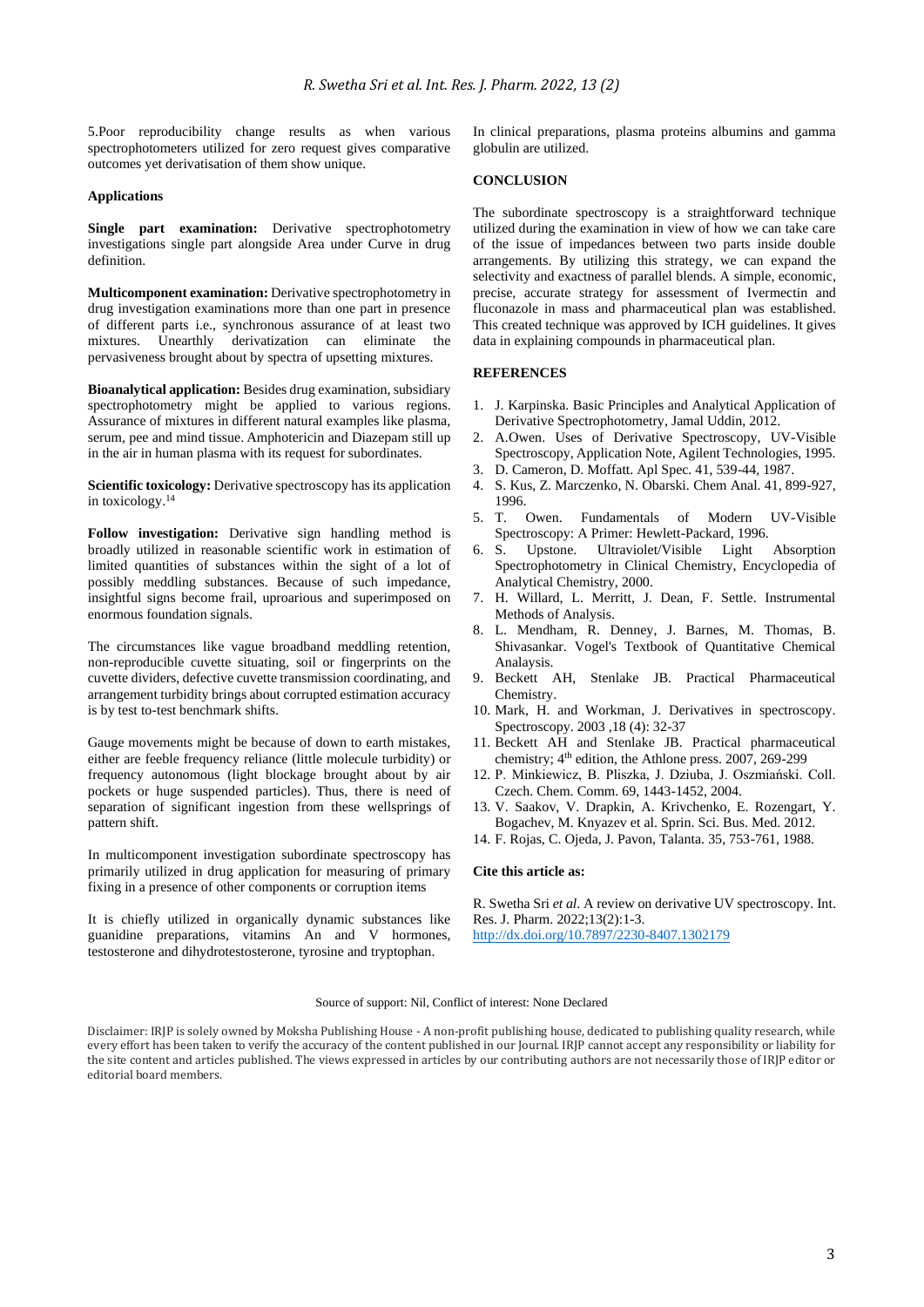5.Poor reproducibility change results as when various spectrophotometers utilized for zero request gives comparative outcomes yet derivatisation of them show unique.

### Applications

**Single part examination:** Derivative spectrophotometry investigations single part alongside Area under Curve in drug definition.

**Multicomponent examination:** Derivative spectrophotometry in drug investigation examinations more than one part in presence of different parts i.e., synchronous assurance of at least two mixtures. Unearthly derivatization can eliminate the pervasiveness brought about by spectra of upsetting mixtures.

**Bioanalytical application:** Besides drug examination, subsidiary spectrophotometry might be applied to various regions. Assurance of mixtures in different natural examples like plasma, serum, pee and mind tissue. Amphotericin and Diazepam still up in the air in human plasma with its request for subordinates.

**Scientific toxicology:** Derivative spectroscopy has its application in toxicology.[14]

**Follow investigation:** Derivative sign handling method is broadly utilized in reasonable scientific work in estimation of limited quantities of substances within the sight of a lot of possibly meddling substances. Because of such impedance, insightful signs become frail, uproarious and superimposed on enormous foundation signals.

The circumstances like vague broadband meddling retention, non-reproducible cuvette situating, soil or fingerprints on the cuvette dividers, defective cuvette transmission coordinating, and arrangement turbidity brings about corrupted estimation accuracy is by test to-test benchmark shifts.

Gauge movements might be because of down to earth mistakes, either are feeble frequency reliance (little molecule turbidity) or frequency autonomous (light blockage brought about by air pockets or huge suspended particles). Thus, there is need of separation of significant ingestion from these wellsprings of pattern shift.

In multicomponent investigation subordinate spectroscopy has primarily utilized in drug application for measuring of primary fixing in a presence of other components or corruption items

It is chiefly utilized in organically dynamic substances like guanidine preparations, vitamins An and V hormones, testosterone and dihydrotestosterone, tyrosine and tryptophan.

In clinical preparations, plasma proteins albumins and gamma globulin are utilized.

## CONCLUSION

The subordinate spectroscopy is a straightforward technique utilized during the examination in view of how we can take care of the issue of impedances between two parts inside double arrangements. By utilizing this strategy, we can expand the selectivity and exactness of parallel blends. A simple, economic, precise, accurate strategy for assessment of Ivermectin and fluconazole in mass and pharmaceutical plan was established. This created technique was approved by ICH guidelines. It gives data in explaining compounds in pharmaceutical plan.

## REFERENCES

1. J. Karpinska. Basic Principles and Analytical Application of Derivative Spectrophotometry, Jamal Uddin, 2012.
2. A.Owen. Uses of Derivative Spectroscopy, UV-Visible Spectroscopy, Application Note, Agilent Technologies, 1995.
3. D. Cameron, D. Moffatt. Apl Spec. 41, 539-44, 1987.
4. S. Kus, Z. Marczenko, N. Obarski. Chem Anal. 41, 899-927, 1996.
5. T. Owen. Fundamentals of Modern UV-Visible Spectroscopy: A Primer: Hewlett-Packard, 1996.
6. S. Upstone. Ultraviolet/Visible Light Absorption Spectrophotometry in Clinical Chemistry, Encyclopedia of Analytical Chemistry, 2000.
7. H. Willard, L. Merritt, J. Dean, F. Settle. Instrumental Methods of Analysis.
8. L. Mendham, R. Denney, J. Barnes, M. Thomas, B. Shivasankar. Vogel's Textbook of Quantitative Chemical Analaysis.
9. Beckett AH, Stenlake JB. Practical Pharmaceutical Chemistry.
10. Mark, H. and Workman, J. Derivatives in spectroscopy. Spectroscopy. 2003 ,18 (4): 32-37
11. Beckett AH and Stenlake JB. Practical pharmaceutical chemistry; 4th edition, the Athlone press. 2007, 269-299
12. P. Minkiewicz, B. Pliszka, J. Dziuba, J. Oszmiański. Coll. Czech. Chem. Comm. 69, 1443-1452, 2004.
13. V. Saakov, V. Drapkin, A. Krivchenko, E. Rozengart, Y. Bogachev, M. Knyazev et al. Sprin. Sci. Bus. Med. 2012.
14. F. Rojas, C. Ojeda, J. Pavon, Talanta. 35, 753-761, 1988.

**Cite this article as:**

R. Swetha Sri *et al*. A review on derivative UV spectroscopy. Int. Res. J. Pharm. 2022;13(2):1-3. http://dx.doi.org/10.7897/2230-8407.1302179

Source of support: Nil, Conflict of interest: None Declared

Disclaimer: IRJP is solely owned by Moksha Publishing House - A non-profit publishing house, dedicated to publishing quality research, while every effort has been taken to verify the accuracy of the content published in our Journal. IRJP cannot accept any responsibility or liability for the site content and articles published. The views expressed in articles by our contributing authors are not necessarily those of IRJP editor or editorial board members.